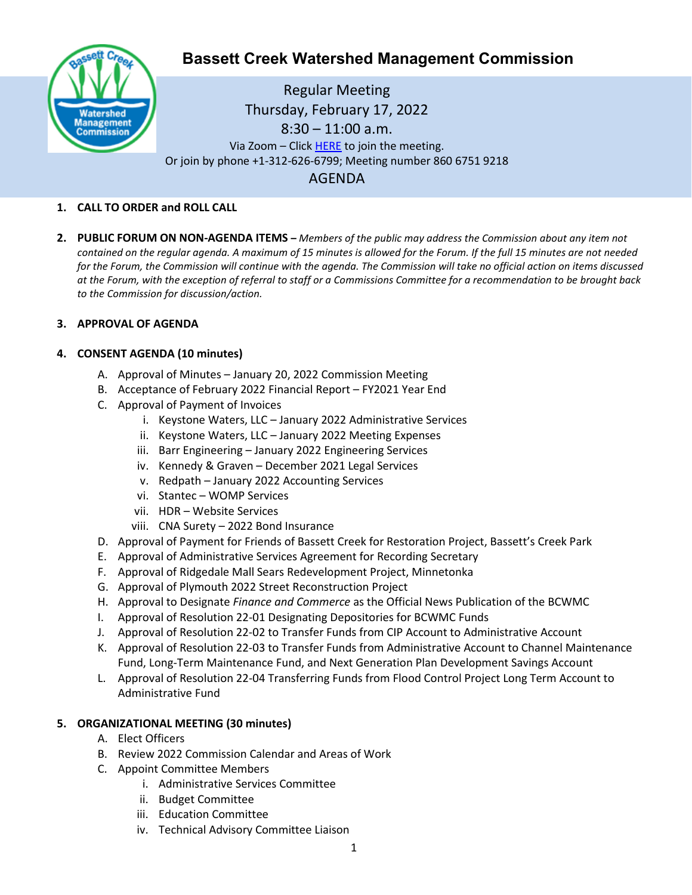# Bassett Creek Watershed Management Commission

Regular Meeting
Thursday, February 17, 2022
8:30 – 11:00 a.m.
Via Zoom – Click HERE to join the meeting.
Or join by phone +1-312-626-6799; Meeting number 860 6751 9218

AGENDA

1. **CALL TO ORDER and ROLL CALL**

2. **PUBLIC FORUM ON NON-AGENDA ITEMS –** *Members of the public may address the Commission about any item not contained on the regular agenda. A maximum of 15 minutes is allowed for the Forum. If the full 15 minutes are not needed for the Forum, the Commission will continue with the agenda. The Commission will take no official action on items discussed at the Forum, with the exception of referral to staff or a Commissions Committee for a recommendation to be brought back to the Commission for discussion/action.*

3. **APPROVAL OF AGENDA**

4. **CONSENT AGENDA (10 minutes)**
   - A. Approval of Minutes – January 20, 2022 Commission Meeting
   - B. Acceptance of February 2022 Financial Report – FY2021 Year End
   - C. Approval of Payment of Invoices
     - i. Keystone Waters, LLC – January 2022 Administrative Services
     - ii. Keystone Waters, LLC – January 2022 Meeting Expenses
     - iii. Barr Engineering – January 2022 Engineering Services
     - iv. Kennedy & Graven – December 2021 Legal Services
     - v. Redpath – January 2022 Accounting Services
     - vi. Stantec – WOMP Services
     - vii. HDR – Website Services
     - viii. CNA Surety – 2022 Bond Insurance
   - D. Approval of Payment for Friends of Bassett Creek for Restoration Project, Bassett's Creek Park
   - E. Approval of Administrative Services Agreement for Recording Secretary
   - F. Approval of Ridgedale Mall Sears Redevelopment Project, Minnetonka
   - G. Approval of Plymouth 2022 Street Reconstruction Project
   - H. Approval to Designate *Finance and Commerce* as the Official News Publication of the BCWMC
   - I. Approval of Resolution 22-01 Designating Depositories for BCWMC Funds
   - J. Approval of Resolution 22-02 to Transfer Funds from CIP Account to Administrative Account
   - K. Approval of Resolution 22-03 to Transfer Funds from Administrative Account to Channel Maintenance Fund, Long-Term Maintenance Fund, and Next Generation Plan Development Savings Account
   - L. Approval of Resolution 22-04 Transferring Funds from Flood Control Project Long Term Account to Administrative Fund

5. **ORGANIZATIONAL MEETING (30 minutes)**
   - A. Elect Officers
   - B. Review 2022 Commission Calendar and Areas of Work
   - C. Appoint Committee Members
     - i. Administrative Services Committee
     - ii. Budget Committee
     - iii. Education Committee
     - iv. Technical Advisory Committee Liaison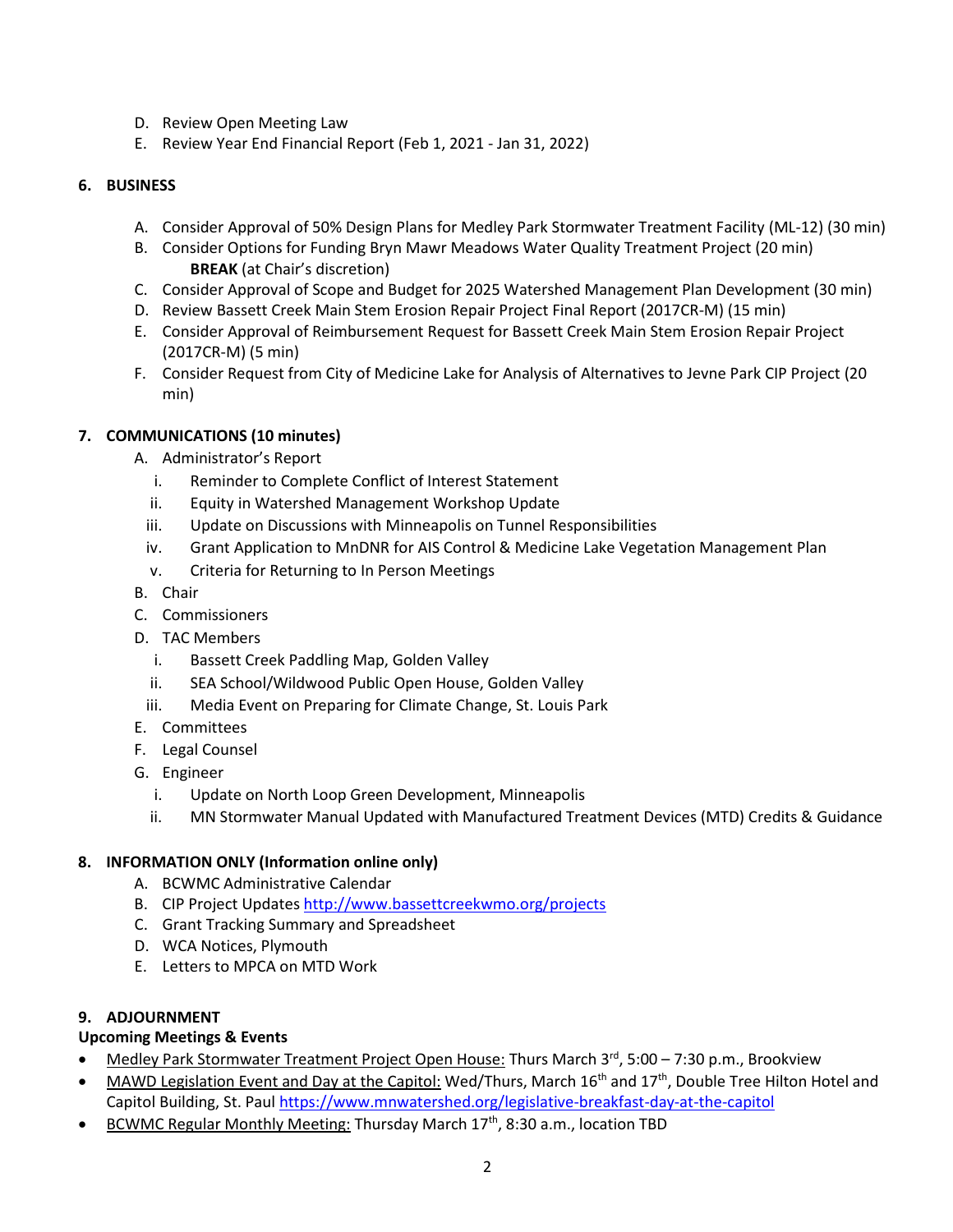D. Review Open Meeting Law
E. Review Year End Financial Report (Feb 1, 2021 - Jan 31, 2022)

**6. BUSINESS**

A. Consider Approval of 50% Design Plans for Medley Park Stormwater Treatment Facility (ML-12) (30 min)
B. Consider Options for Funding Bryn Mawr Meadows Water Quality Treatment Project (20 min)
   **BREAK** (at Chair's discretion)
C. Consider Approval of Scope and Budget for 2025 Watershed Management Plan Development (30 min)
D. Review Bassett Creek Main Stem Erosion Repair Project Final Report (2017CR-M) (15 min)
E. Consider Approval of Reimbursement Request for Bassett Creek Main Stem Erosion Repair Project (2017CR-M) (5 min)
F. Consider Request from City of Medicine Lake for Analysis of Alternatives to Jevne Park CIP Project (20 min)

**7. COMMUNICATIONS (10 minutes)**

A. Administrator's Report
   i. Reminder to Complete Conflict of Interest Statement
   ii. Equity in Watershed Management Workshop Update
   iii. Update on Discussions with Minneapolis on Tunnel Responsibilities
   iv. Grant Application to MnDNR for AIS Control & Medicine Lake Vegetation Management Plan
   v. Criteria for Returning to In Person Meetings
B. Chair
C. Commissioners
D. TAC Members
   i. Bassett Creek Paddling Map, Golden Valley
   ii. SEA School/Wildwood Public Open House, Golden Valley
   iii. Media Event on Preparing for Climate Change, St. Louis Park
E. Committees
F. Legal Counsel
G. Engineer
   i. Update on North Loop Green Development, Minneapolis
   ii. MN Stormwater Manual Updated with Manufactured Treatment Devices (MTD) Credits & Guidance

**8. INFORMATION ONLY (Information online only)**

A. BCWMC Administrative Calendar
B. CIP Project Updates http://www.bassettcreekwmo.org/projects
C. Grant Tracking Summary and Spreadsheet
D. WCA Notices, Plymouth
E. Letters to MPCA on MTD Work

**9. ADJOURNMENT**

**Upcoming Meetings & Events**

- Medley Park Stormwater Treatment Project Open House: Thurs March 3rd, 5:00 – 7:30 p.m., Brookview
- MAWD Legislation Event and Day at the Capitol: Wed/Thurs, March 16th and 17th, Double Tree Hilton Hotel and Capitol Building, St. Paul https://www.mnwatershed.org/legislative-breakfast-day-at-the-capitol
- BCWMC Regular Monthly Meeting: Thursday March 17th, 8:30 a.m., location TBD